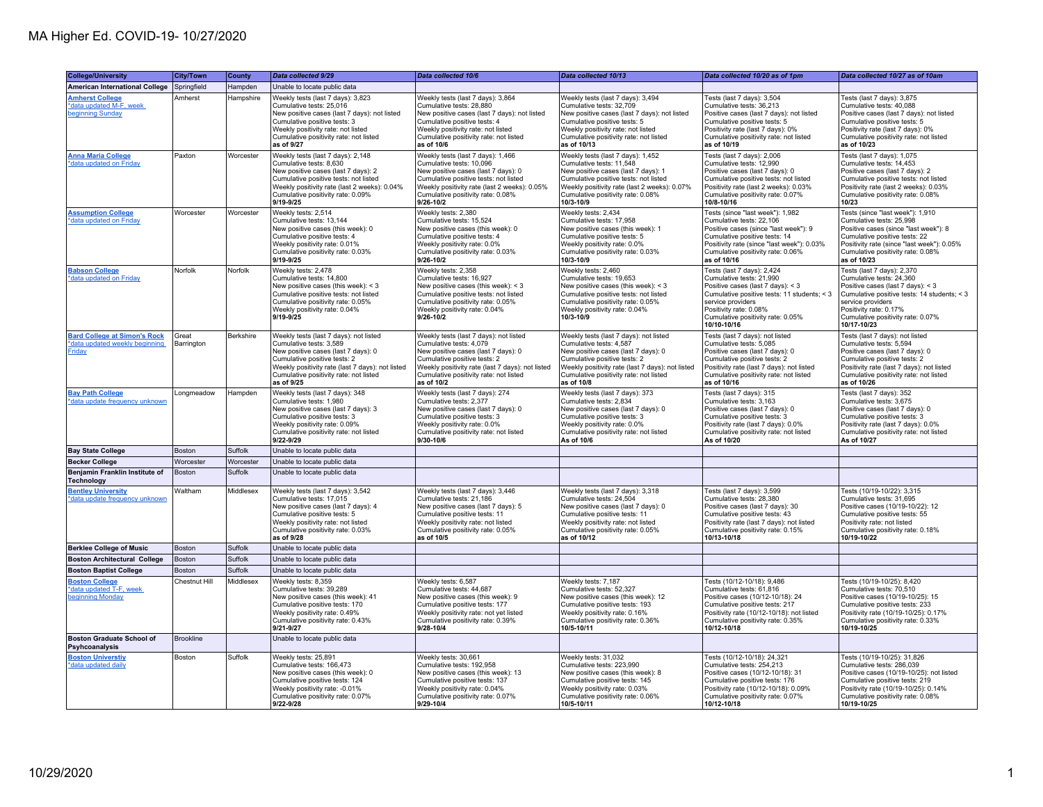# MA Higher Ed. COVID-19- 10/27/2020

| College/University | City/Town | County | Data collected 9/29 | Data collected 10/6 | Data collected 10/13 | Data collected 10/20 as of 1pm | Data collected 10/27 as of 10am |
|---|---|---|---|---|---|---|---|
| **American International College** | Springfield | Hampden | Unable to locate public data | | | | |
| **Amherst College** *data updated M-F, week beginning Sunday | Amherst | Hampshire | Weekly tests (last 7 days): 3,823<br>Cumulative tests: 25,016<br>New positive cases (last 7 days): not listed<br>Cumulative positive tests: 3<br>Weekly positivity rate: not listed<br>Cumulative positivity rate: not listed<br>**as of 9/27** | Weekly tests (last 7 days): 3,864<br>Cumulative tests: 28,880<br>New positive cases (last 7 days): not listed<br>Cumulative positive tests: 4<br>Weekly positivity rate: not listed<br>Cumulative positivity rate: not listed<br>**as of 10/6** | Weekly tests (last 7 days): 3,494<br>Cumulative tests: 32,709<br>New positive cases (last 7 days): not listed<br>Cumulative positive tests: 5<br>Weekly positivity rate: not listed<br>Cumulative positivity rate: not listed<br>**as of 10/13** | Tests (last 7 days): 3,504<br>Cumulative tests: 36,213<br>Positive cases (last 7 days): not listed<br>Cumulative positive tests: 5<br>Positivity rate (last 7 days): 0%<br>Cumulative positivity rate: not listed<br>**as of 10/19** | Tests (last 7 days): 3,875<br>Cumulative tests: 40,088<br>Positive cases (last 7 days): not listed<br>Cumulative positive tests: 5<br>Positivity rate (last 7 days): 0%<br>Cumulative positivity rate: not listed<br>**as of 10/23** |
| **Anna Maria College** *data updated on Friday | Paxton | Worcester | Weekly tests (last 7 days): 2,148<br>Cumulative tests: 8,630<br>New positive cases (last 7 days): 2<br>Cumulative positive tests: not listed<br>Weekly positivity rate (last 2 weeks): 0.04%<br>Cumulative positivity rate: 0.09%<br>**9/19-9/25** | Weekly tests (last 7 days): 1,466<br>Cumulative tests: 10,096<br>New positive cases (last 7 days): 0<br>Cumulative positive tests: not listed<br>Weekly positivity rate (last 2 weeks): 0.05%<br>Cumulative positivity rate: 0.08%<br>**9/26-10/2** | Weekly tests (last 7 days): 1,452<br>Cumulative tests: 11,548<br>New positive cases (last 7 days): 1<br>Cumulative positive tests: not listed<br>Weekly positivity rate (last 2 weeks): 0.07%<br>Cumulative positivity rate: 0.08%<br>**10/3-10/9** | Tests (last 7 days): 2,006<br>Cumulative tests: 12,990<br>Positive cases (last 7 days): 0<br>Cumulative positive tests: not listed<br>Positivity rate (last 2 weeks): 0.03%<br>Cumulative positivity rate: 0.07%<br>**10/8-10/16** | Tests (last 7 days): 1,075<br>Cumulative tests: 14,453<br>Positive cases (last 7 days): 2<br>Cumulative positive tests: not listed<br>Positivity rate (last 2 weeks): 0.03%<br>Cumulative positivity rate: 0.08%<br>**10/23** |
| **Assumption College** *data updated on Friday | Worcester | Worcester | Weekly tests: 2,514<br>Cumulative tests: 13,144<br>New positive cases (this week): 0<br>Cumulative positive tests: 4<br>Weekly positivity rate: 0.01%<br>Cumulative positivity rate: 0.03%<br>**9/19-9/25** | Weekly tests: 2,380<br>Cumulative tests: 15,524<br>New positive cases (this week): 0<br>Cumulative positive tests: 4<br>Weekly positivity rate: 0.0%<br>Cumulative positivity rate: 0.03%<br>**9/26-10/2** | Weekly tests: 2,434<br>Cumulative tests: 17,958<br>New positive cases (this week): 1<br>Cumulative positive tests: 5<br>Weekly positivity rate: 0.0%<br>Cumulative positivity rate: 0.03%<br>**10/3-10/9** | Tests (since "last week"): 1,982<br>Cumulative tests: 22,106<br>Positive cases (since "last week"): 9<br>Cumulative positive tests: 14<br>Positivity rate (since "last week"): 0.03%<br>Cumulative positivity rate: 0.06%<br>**as of 10/16** | Tests (since "last week"): 1,910<br>Cumulative tests: 25,998<br>Positive cases (since "last week"): 8<br>Cumulative positive tests: 22<br>Positivity rate (since "last week"): 0.05%<br>Cumulative positivity rate: 0.08%<br>**as of 10/23** |
| **Babson College** *data updated on Friday | Norfolk | Norfolk | Weekly tests: 2,478<br>Cumulative tests: 14,800<br>New positive cases (this week): < 3<br>Cumulative positive tests: not listed<br>Cumulative positivity rate: 0.05%<br>Weekly positivity rate: 0.04%<br>**9/19-9/25** | Weekly tests: 2,358<br>Cumulative tests: 16,927<br>New positive cases (this week): < 3<br>Cumulative positive tests: not listed<br>Cumulative positivity rate: 0.05%<br>Weekly positivity rate: 0.04%<br>**9/26-10/2** | Weekly tests: 2,460<br>Cumulative tests: 19,653<br>New positive cases (this week): < 3<br>Cumulative positive tests: not listed<br>Cumulative positivity rate: 0.05%<br>Weekly positivity rate: 0.04%<br>**10/3-10/9** | Tests (last 7 days): 2,424<br>Cumulative tests: 21,990<br>Positive cases (last 7 days): < 3<br>Cumulative positive tests: 11 students; < 3 service providers<br>Positivity rate: 0.08%<br>Cumulative positivity rate: 0.05%<br>**10/10-10/16** | Tests (last 7 days): 2,370<br>Cumulative tests: 24,360<br>Positive cases (last 7 days): < 3<br>Cumulative positive tests: 14 students; < 3 service providers<br>Positivity rate: 0.17%<br>Cumulative positivity rate: 0.07%<br>**10/17-10/23** |
| **Bard College at Simon's Rock** *data updated weekly beginning Friday | Great Barrington | Berkshire | Weekly tests (last 7 days): not listed<br>Cumulative tests: 3,589<br>New positive cases (last 7 days): 0<br>Cumulative positive tests: 2<br>Weekly positivity rate (last 7 days): not listed<br>Cumulative positivity rate: not listed<br>**as of 9/25** | Weekly tests (last 7 days): not listed<br>Cumulative tests: 4,079<br>New positive cases (last 7 days): 0<br>Cumulative positive tests: 2<br>Weekly positivity rate (last 7 days): not listed<br>Cumulative positivity rate: not listed<br>**as of 10/2** | Weekly tests (last 7 days): not listed<br>Cumulative tests: 4,587<br>New positive cases (last 7 days): 0<br>Cumulative positive tests: 2<br>Weekly positivity rate (last 7 days): not listed<br>Cumulative positivity rate: not listed<br>**as of 10/8** | Tests (last 7 days): not listed<br>Cumulative tests: 5,085<br>Positive cases (last 7 days): 0<br>Cumulative positive tests: 2<br>Positivity rate (last 7 days): not listed<br>Cumulative positivity rate: not listed<br>**as of 10/16** | Tests (last 7 days): not listed<br>Cumulative tests: 5,594<br>Positive cases (last 7 days): 0<br>Cumulative positive tests: 2<br>Positivity rate (last 7 days): not listed<br>Cumulative positivity rate: not listed<br>**as of 10/26** |
| **Bay Path College** *data update frequency unknown | Longmeadow | Hampden | Weekly tests (last 7 days): 348<br>Cumulative tests: 1,980<br>New positive cases (last 7 days): 3<br>Cumulative positive tests: 3<br>Weekly positivity rate: 0.09%<br>Cumulative positivity rate: not listed<br>**9/22-9/29** | Weekly tests (last 7 days): 274<br>Cumulative tests: 2,377<br>New positive cases (last 7 days): 0<br>Cumulative positive tests: 3<br>Weekly positivity rate: 0.0%<br>Cumulative positivity rate: not listed<br>**9/30-10/6** | Weekly tests (last 7 days): 373<br>Cumulative tests: 2,834<br>New positive cases (last 7 days): 0<br>Cumulative positive tests: 3<br>Weekly positivity rate: 0.0%<br>Cumulative positivity rate: not listed<br>**As of 10/6** | Tests (last 7 days): 315<br>Cumulative tests: 3,163<br>Positive cases (last 7 days): 0<br>Cumulative positive tests: 3<br>Positivity rate (last 7 days): 0.0%<br>Cumulative positivity rate: not listed<br>**As of 10/20** | Tests (last 7 days): 352<br>Cumulative tests: 3,675<br>Positive cases (last 7 days): 0<br>Cumulative positive tests: 3<br>Positivity rate (last 7 days): 0.0%<br>Cumulative positivity rate: not listed<br>**As of 10/27** |
| **Bay State College** | Boston | Suffolk | Unable to locate public data | | | | |
| **Becker College** | Worcester | Worcester | Unable to locate public data | | | | |
| **Benjamin Franklin Institute of Technology** | Boston | Suffolk | Unable to locate public data | | | | |
| **Bentley University** *data update frequency unknown | Waltham | Middlesex | Weekly tests (last 7 days): 3,542<br>Cumulative tests: 17,015<br>New positive cases (last 7 days): 4<br>Cumulative positive tests: 5<br>Weekly positivity rate: not listed<br>Cumulative positivity rate: 0.03%<br>**as of 9/28** | Weekly tests (last 7 days): 3,446<br>Cumulative tests: 21,186<br>New positive cases (last 7 days): 5<br>Cumulative positive tests: 11<br>Weekly positivity rate: not listed<br>Cumulative positivity rate: 0.05%<br>**as of 10/5** | Weekly tests (last 7 days): 3,318<br>Cumulative tests: 24,504<br>New positive cases (last 7 days): 0<br>Cumulative positive tests: 11<br>Weekly positivity rate: not listed<br>Cumulative positivity rate: 0.05%<br>**as of 10/12** | Tests (last 7 days): 3,599<br>Cumulative tests: 28,380<br>Positive cases (last 7 days): 30<br>Cumulative positive tests: 43<br>Positivity rate (last 7 days): not listed<br>Cumulative positivity rate: 0.15%<br>**10/13-10/18** | Tests (10/19-10/22): 3,315<br>Cumulative tests: 31,695<br>Positive cases (10/19-10/22): 12<br>Cumulative positive tests: 55<br>Positivity rate: not listed<br>Cumulative positivity rate: 0.18%<br>**10/19-10/22** |
| **Berklee College of Music** | Boston | Suffolk | Unable to locate public data | | | | |
| **Boston Architectural College** | Boston | Suffolk | Unable to locate public data | | | | |
| **Boston Baptist College** | Boston | Suffolk | Unable to locate public data | | | | |
| **Boston College** *data updated T-F, week beginning Monday | Chestnut Hill | Middlesex | Weekly tests: 8,359<br>Cumulative tests: 39,289<br>New positive cases (this week): 41<br>Cumulative positive tests: 124<br>Weekly positivity rate: 0.49%<br>Cumulative positivity rate: 0.43%<br>**9/21-9/27** | Weekly tests: 6,587<br>Cumulative tests: 44,687<br>New positive cases (this week): 9<br>Cumulative positive tests: 137<br>Weekly positivity rate: not yet listed<br>Cumulative positivity rate: 0.39%<br>**9/28-10/4** | Weekly tests: 7,187<br>Cumulative tests: 52,327<br>New positive cases (this week): 12<br>Cumulative positive tests: 193<br>Weekly positivity rate: 0.16%<br>Cumulative positivity rate: 0.36%<br>**10/5-10/11** | Tests (10/12-10/18): 9,486<br>Cumulative tests: 61,816<br>Positive cases (10/12-10/18): 24<br>Cumulative positive tests: 217<br>Positivity rate (10/12-10/18): not listed<br>Cumulative positivity rate: 0.35%<br>**10/12-10/18** | Tests (10/19-10/25): 8,420<br>Cumulative tests: 70,510<br>Positive cases (10/19-10/25): 15<br>Cumulative positive tests: 233<br>Positivity rate (10/19-10/25): 0.17%<br>Cumulative positivity rate: 0.33%<br>**10/19-10/25** |
| **Boston Graduate School of Psyhcoanalysis** | Brookline | | Unable to locate public data | | | | |
| **Boston Universtiy** *data updated daily | Boston | Suffolk | Weekly tests: 25,891<br>Cumulative tests: 166,473<br>New positive cases (this week): 0<br>Cumulative positive tests: 124<br>Weekly positivity rate: -0.01%<br>Cumulative positivity rate: 0.07%<br>**9/22-9/28** | Weekly tests: 30,661<br>Cumulative tests: 192,958<br>New positive cases (this week): 13<br>Cumulative positive tests: 137<br>Weekly positivity rate: 0.04%<br>Cumulative positivity rate: 0.07%<br>**9/29-10/4** | Weekly tests: 31,032<br>Cumulative tests: 223,990<br>New positive cases (this week): 8<br>Cumulative positive tests: 145<br>Weekly positivity rate: 0.03%<br>Cumulative positivity rate: 0.06%<br>**10/5-10/11** | Tests (10/12-10/18): 24,321<br>Cumulative tests: 254,213<br>Positive cases (10/12-10/18): 31<br>Cumulative positive tests: 176<br>Positivity rate (10/12-10/18): 0.09%<br>Cumulative positivity rate: 0.07%<br>**10/12-10/18** | Tests (10/19-10/25): 31,826<br>Cumulative tests: 286,039<br>Positive cases (10/19-10/25): not listed<br>Cumulative positive tests: 219<br>Positivity rate (10/19-10/25): 0.14%<br>Cumulative positivity rate: 0.08%<br>**10/19-10/25** |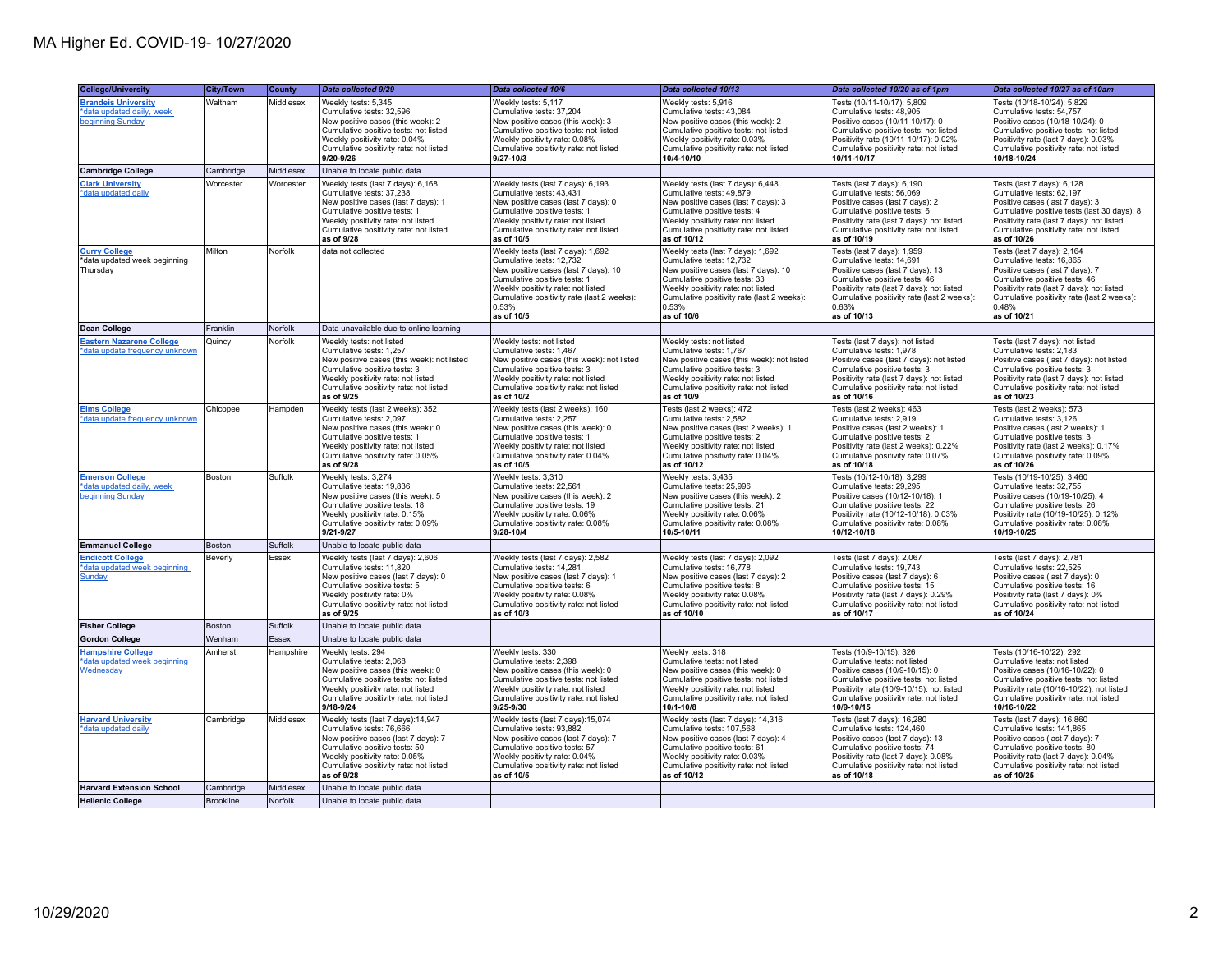# MA Higher Ed. COVID-19- 10/27/2020

| College/University | City/Town | County | Data collected 9/29 | Data collected 10/6 | Data collected 10/13 | Data collected 10/20 as of 1pm | Data collected 10/27 as of 10am |
|---|---|---|---|---|---|---|---|
| **Brandeis University** *data updated daily, week beginning Sunday | Waltham | Middlesex | Weekly tests: 5,345<br>Cumulative tests: 32,596<br>New positive cases (this week): 2<br>Cumulative positive tests: not listed<br>Weekly positivity rate: 0.04%<br>Cumulative positivity rate: not listed<br>**9/20-9/26** | Weekly tests: 5,117<br>Cumulative tests: 37,204<br>New positive cases (this week): 3<br>Cumulative positive tests: not listed<br>Weekly positivity rate: 0.08%<br>Cumulative positivity rate: not listed<br>**9/27-10/3** | Weekly tests: 5,916<br>Cumulative tests: 43,084<br>New positive cases (this week): 2<br>Cumulative positive tests: not listed<br>Weekly positivity rate: 0.03%<br>Cumulative positivity rate: not listed<br>**10/4-10/10** | Tests (10/11-10/17): 5,809<br>Cumulative tests: 48,905<br>Positive cases (10/11-10/17): 0<br>Cumulative positive tests: not listed<br>Positivity rate (10/11-10/17): 0.02%<br>Cumulative positivity rate: not listed<br>**10/11-10/17** | Tests (10/18-10/24): 5,829<br>Cumulative tests: 54,757<br>Positive cases (10/18-10/24): 0<br>Cumulative positive tests: not listed<br>Positivity rate (last 7 days): 0.03%<br>Cumulative positivity rate: not listed<br>**10/18-10/24** |
| **Cambridge College** | Cambridge | Middlesex | Unable to locate public data | | | | |
| **Clark University** *data updated daily | Worcester | Worcester | Weekly tests (last 7 days): 6,168<br>Cumulative tests: 37,238<br>New positive cases (last 7 days): 1<br>Cumulative positive tests: 1<br>Weekly positivity rate: not listed<br>Cumulative positivity rate: not listed<br>**as of 9/28** | Weekly tests (last 7 days): 6,193<br>Cumulative tests: 43,431<br>New positive cases (last 7 days): 0<br>Cumulative positive tests: 1<br>Weekly positivity rate: not listed<br>Cumulative positivity rate: not listed<br>**as of 10/5** | Weekly tests (last 7 days): 6,448<br>Cumulative tests: 49,879<br>New positive cases (last 7 days): 3<br>Cumulative positive tests: 4<br>Weekly positivity rate: not listed<br>Cumulative positivity rate: not listed<br>**as of 10/12** | Tests (last 7 days): 6,190<br>Cumulative tests: 56,069<br>Positive cases (last 7 days): 2<br>Cumulative positive tests: 6<br>Positivity rate (last 7 days): not listed<br>Cumulative positivity rate: not listed<br>**as of 10/19** | Tests (last 7 days): 6,128<br>Cumulative tests: 62,197<br>Positive cases (last 7 days): 3<br>Cumulative positive tests (last 30 days): 8<br>Positivity rate (last 7 days): not listed<br>Cumulative positivity rate: not listed<br>**as of 10/26** |
| **Curry College** *data updated week beginning Thursday | Milton | Norfolk | data not collected | Weekly tests (last 7 days): 1,692<br>Cumulative tests: 12,732<br>New positive cases (last 7 days): 10<br>Cumulative positive tests: 1<br>Weekly positivity rate: not listed<br>Cumulative positivity rate (last 2 weeks): 0.53%<br>**as of 10/5** | Weekly tests (last 7 days): 1,692<br>Cumulative tests: 12,732<br>New positive cases (last 7 days): 10<br>Cumulative positive tests: 33<br>Weekly positivity rate: not listed<br>Cumulative positivity rate (last 2 weeks): 0.53%<br>**as of 10/6** | Tests (last 7 days): 1,959<br>Cumulative tests: 14,691<br>Positive cases (last 7 days): 13<br>Cumulative positive tests: 46<br>Positivity rate (last 7 days): not listed<br>Cumulative positivity rate (last 2 weeks): 0.63%<br>**as of 10/13** | Tests (last 7 days): 2,164<br>Cumulative tests: 16,865<br>Positive cases (last 7 days): 7<br>Cumulative positive tests: 46<br>Positivity rate (last 7 days): not listed<br>Cumulative positivity rate (last 2 weeks): 0.48%<br>**as of 10/21** |
| **Dean College** | Franklin | Norfolk | Data unavailable due to online learning | | | | |
| **Eastern Nazarene College** *data update frequency unknown | Quincy | Norfolk | Weekly tests: not listed<br>Cumulative tests: 1,257<br>New positive cases (this week): not listed<br>Cumulative positive tests: 3<br>Weekly positivity rate: not listed<br>Cumulative positivity rate: not listed<br>**as of 9/25** | Weekly tests: not listed<br>Cumulative tests: 1,467<br>New positive cases (this week): not listed<br>Cumulative positive tests: 3<br>Weekly positivity rate: not listed<br>Cumulative positivity rate: not listed<br>**as of 10/2** | Weekly tests: not listed<br>Cumulative tests: 1,767<br>New positive cases (this week): not listed<br>Cumulative positive tests: 3<br>Weekly positivity rate: not listed<br>Cumulative positivity rate: not listed<br>**as of 10/9** | Tests (last 7 days): not listed<br>Cumulative tests: 1,978<br>Positive cases (last 7 days): not listed<br>Cumulative positive tests: 3<br>Positivity rate (last 7 days): not listed<br>Cumulative positivity rate: not listed<br>**as of 10/16** | Tests (last 7 days): not listed<br>Cumulative tests: 2,183<br>Positive cases (last 7 days): not listed<br>Cumulative positive tests: 3<br>Positivity rate (last 7 days): not listed<br>Cumulative positivity rate: not listed<br>**as of 10/23** |
| **Elms College** *data update frequency unknown | Chicopee | Hampden | Weekly tests (last 2 weeks): 352<br>Cumulative tests: 2,097<br>New positive cases (this week): 0<br>Cumulative positive tests: 1<br>Weekly positivity rate: not listed<br>Cumulative positivity rate: 0.05%<br>**as of 9/28** | Weekly tests (last 2 weeks): 160<br>Cumulative tests: 2,257<br>New positive cases (this week): 0<br>Cumulative positive tests: 1<br>Weekly positivity rate: not listed<br>Cumulative positivity rate: 0.04%<br>**as of 10/5** | Tests (last 2 weeks): 472<br>Cumulative tests: 2,582<br>New positive cases (last 2 weeks): 1<br>Cumulative positive tests: 2<br>Weekly positivity rate: not listed<br>Cumulative positivity rate: 0.04%<br>**as of 10/12** | Tests (last 2 weeks): 463<br>Cumulative tests: 2,919<br>Positive cases (last 2 weeks): 1<br>Cumulative positive tests: 2<br>Positivity rate (last 2 weeks): 0.22%<br>Cumulative positivity rate: 0.07%<br>**as of 10/18** | Tests (last 2 weeks): 573<br>Cumulative tests: 3,126<br>Positive cases (last 2 weeks): 1<br>Cumulative positive tests: 3<br>Positivity rate (last 2 weeks): 0.17%<br>Cumulative positivity rate: 0.09%<br>**as of 10/26** |
| **Emerson College** *data updated daily, week beginning Sunday | Boston | Suffolk | Weekly tests: 3,274<br>Cumulative tests: 19,836<br>New positive cases (this week): 5<br>Cumulative positive tests: 18<br>Weekly positivity rate: 0.15%<br>Cumulative positivity rate: 0.09%<br>**9/21-9/27** | Weekly tests: 3,310<br>Cumulative tests: 22,561<br>New positive cases (this week): 2<br>Cumulative positive tests: 19<br>Weekly positivity rate: 0.06%<br>Cumulative positivity rate: 0.08%<br>**9/28-10/4** | Weekly tests: 3,435<br>Cumulative tests: 25,996<br>New positive cases (this week): 2<br>Cumulative positive tests: 21<br>Weekly positivity rate: 0.06%<br>Cumulative positivity rate: 0.08%<br>**10/5-10/11** | Tests (10/12-10/18): 3,299<br>Cumulative tests: 29,295<br>Positive cases (10/12-10/18): 1<br>Cumulative positive tests: 22<br>Positivity rate (10/12-10/18): 0.03%<br>Cumulative positivity rate: 0.08%<br>**10/12-10/18** | Tests (10/19-10/25): 3,460<br>Cumulative tests: 32,755<br>Positive cases (10/19-10/25): 4<br>Cumulative positive tests: 26<br>Positivity rate (10/19-10/25): 0.12%<br>Cumulative positivity rate: 0.08%<br>**10/19-10/25** |
| **Emmanuel College** | Boston | Suffolk | Unable to locate public data | | | | |
| **Endicott College** *data updated week beginning Sunday | Beverly | Essex | Weekly tests (last 7 days): 2,606<br>Cumulative tests: 11,820<br>New positive cases (last 7 days): 0<br>Cumulative positive tests: 5<br>Weekly positivity rate: 0%<br>Cumulative positivity rate: not listed<br>**as of 9/25** | Weekly tests (last 7 days): 2,582<br>Cumulative tests: 14,281<br>New positive cases (last 7 days): 1<br>Cumulative positive tests: 6<br>Weekly positivity rate: 0.08%<br>Cumulative positivity rate: not listed<br>**as of 10/3** | Weekly tests (last 7 days): 2,092<br>Cumulative tests: 16,778<br>New positive cases (last 7 days): 2<br>Cumulative positive tests: 8<br>Weekly positivity rate: 0.08%<br>Cumulative positivity rate: not listed<br>**as of 10/10** | Tests (last 7 days): 2,067<br>Cumulative tests: 19,743<br>Positive cases (last 7 days): 6<br>Cumulative positive tests: 15<br>Positivity rate (last 7 days): 0.29%<br>Cumulative positivity rate: not listed<br>**as of 10/17** | Tests (last 7 days): 2,781<br>Cumulative tests: 22,525<br>Positive cases (last 7 days): 0<br>Cumulative positive tests: 16<br>Positivity rate (last 7 days): 0%<br>Cumulative positivity rate: not listed<br>**as of 10/24** |
| **Fisher College** | Boston | Suffolk | Unable to locate public data | | | | |
| **Gordon College** | Wenham | Essex | Unable to locate public data | | | | |
| **Hampshire College** *data updated week beginning Wednesday | Amherst | Hampshire | Weekly tests: 294<br>Cumulative tests: 2,068<br>New positive cases (this week): 0<br>Cumulative positive tests: not listed<br>Weekly positivity rate: not listed<br>Cumulative positivity rate: not listed<br>**9/18-9/24** | Weekly tests: 330<br>Cumulative tests: 2,398<br>New positive cases (this week): 0<br>Cumulative positive tests: not listed<br>Weekly positivity rate: not listed<br>Cumulative positivity rate: not listed<br>**9/25-9/30** | Weekly tests: 318<br>Cumulative tests: not listed<br>New positive cases (this week): 0<br>Cumulative positive tests: not listed<br>Weekly positivity rate: not listed<br>Cumulative positivity rate: not listed<br>**10/1-10/8** | Tests (10/9-10/15): 326<br>Cumulative tests: not listed<br>Positive cases (10/9-10/15): 0<br>Cumulative positive tests: not listed<br>Positivity rate (10/9-10/15): not listed<br>Cumulative positivity rate: not listed<br>**10/9-10/15** | Tests (10/16-10/22): 292<br>Cumulative tests: not listed<br>Positive cases (10/16-10/22): 0<br>Cumulative positive tests: not listed<br>Positivity rate (10/16-10/22): not listed<br>Cumulative positivity rate: not listed<br>**10/16-10/22** |
| **Harvard University** *data updated daily | Cambridge | Middlesex | Weekly tests (last 7 days):14,947<br>Cumulative tests: 76,666<br>New positive cases (last 7 days): 7<br>Cumulative positive tests: 50<br>Weekly positivity rate: 0.05%<br>Cumulative positivity rate: not listed<br>**as of 9/28** | Weekly tests (last 7 days):15,074<br>Cumulative tests: 93,882<br>New positive cases (last 7 days): 7<br>Cumulative positive tests: 57<br>Weekly positivity rate: 0.04%<br>Cumulative positivity rate: not listed<br>**as of 10/5** | Weekly tests (last 7 days): 14,316<br>Cumulative tests: 107,568<br>New positive cases (last 7 days): 4<br>Cumulative positive tests: 61<br>Weekly positivity rate: 0.03%<br>Cumulative positivity rate: not listed<br>**as of 10/12** | Tests (last 7 days): 16,280<br>Cumulative tests: 124,460<br>Positive cases (last 7 days): 13<br>Cumulative positive tests: 74<br>Positivity rate (last 7 days): 0.08%<br>Cumulative positivity rate: not listed<br>**as of 10/18** | Tests (last 7 days): 16,860<br>Cumulative tests: 141,865<br>Positive cases (last 7 days): 7<br>Cumulative positive tests: 80<br>Positivity rate (last 7 days): 0.04%<br>Cumulative positivity rate: not listed<br>**as of 10/25** |
| **Harvard Extension School** | Cambridge | Middlesex | Unable to locate public data | | | | |
| **Hellenic College** | Brookline | Norfolk | Unable to locate public data | | | | |

10/29/2020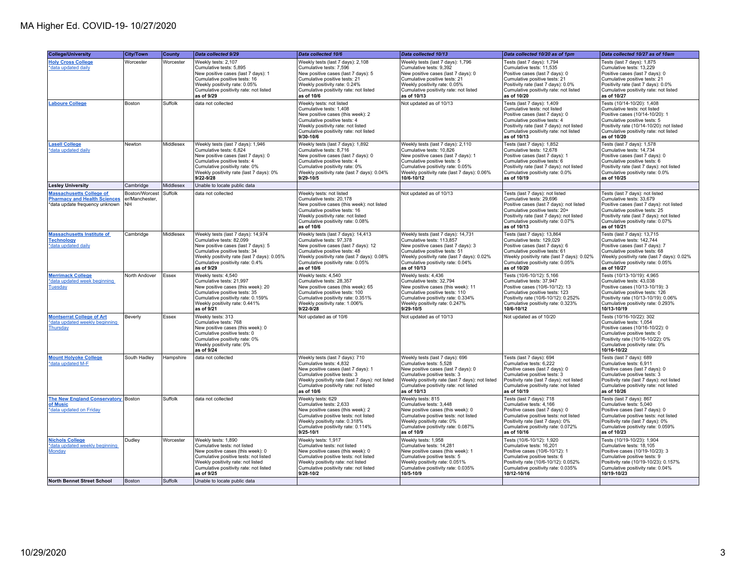# MA Higher Ed. COVID-19- 10/27/2020

| College/University | City/Town | County | Data collected 9/29 | Data collected 10/6 | Data collected 10/13 | Data collected 10/20 as of 1pm | Data collected 10/27 as of 10am |
|---|---|---|---|---|---|---|---|
| **Holy Cross College** *data updated daily | Worcester | Worcester | Weekly tests: 2,107<br>Cumulative tests: 5,895<br>New positive cases (last 7 days): 1<br>Cumulative positive tests: 16<br>Weekly positivity rate: 0.05%<br>Cumulative positivity rate: not listed<br>**as of 9/29** | Weekly tests (last 7 days): 2,108<br>Cumulative tests: 7,596<br>New positive cases (last 7 days): 5<br>Cumulative positive tests: 21<br>Weekly positivity rate: 0.24%<br>Cumulative positivity rate: not listed<br>**as of 10/6** | Weekly tests (last 7 days): 1,796<br>Cumulative tests: 9,392<br>New positive cases (last 7 days): 0<br>Cumulative positive tests: 21<br>Weekly positivity rate: 0.05%<br>Cumulative positivity rate: not listed<br>**as of 10/13** | Tests (last 7 days): 1,794<br>Cumulative tests: 11,535<br>Positive cases (last 7 days): 0<br>Cumulative positive tests: 21<br>Positivity rate (last 7 days): 0.0%<br>Cumulative positivity rate: not listed<br>**as of 10/20** | Tests (last 7 days): 1,875<br>Cumulative tests: 13,229<br>Positive cases (last 7 days): 0<br>Cumulative positive tests: 21<br>Positivity rate (last 7 days): 0.0%<br>Cumulative positivity rate: not listed<br>**as of 10/27** |
| **Laboure College** | Boston | Suffolk | data not collected | Weekly tests: not listed<br>Cumulative tests: 1,408<br>New positive cases (this week): 2<br>Cumulative positive tests: 4<br>Weekly positivity rate: not listed<br>Cumulative positivity rate: not listed<br>**9/30-10/6** | Not updated as of 10/13 | Tests (last 7 days): 1,409<br>Cumulative tests: not listed<br>Positive cases (last 7 days): 0<br>Cumulative positive tests: 4<br>Positivity rate (last 7 days): not listed<br>Cumulative positivity rate: not listed<br>**as of 10/13** | Tests (10/14-10/20): 1,408<br>Cumulative tests: not listed<br>Positive cases (10/14-10/20): 1<br>Cumulative positive tests: 5<br>Positivity rate (10/14-10/20): not listed<br>Cumulative positivity rate: not listed<br>**as of 10/20** |
| **Lasell College** *data updated daily | Newton | Middlesex | Weekly tests (last 7 days): 1,946<br>Cumulative tests: 6,824<br>New positive cases (last 7 days): 0<br>Cumulative positive tests: 4<br>Cumulative positivity rate: 0%<br>Weekly positivity rate (last 7 days): 0%<br>**9/22-9/28** | Weekly tests (last 7 days): 1,892<br>Cumulative tests: 8,716<br>New positive cases (last 7 days): 0<br>Cumulative positive tests: 4<br>Cumulative positivity rate: 0%<br>Weekly positivity rate (last 7 days): 0.04%<br>**9/29-10/5** | Weekly tests (last 7 days): 2,110<br>Cumulative tests: 10,826<br>New positive cases (last 7 days): 1<br>Cumulative positive tests: 5<br>Cumulative positivity rate: 0.05%<br>Weekly positivity rate (last 7 days): 0.06%<br>**10/6-10/12** | Tests (last 7 days): 1,852<br>Cumulative tests: 12,678<br>Positive cases (last 7 days): 1<br>Cumulative positive tests: 6<br>Positivity rate (last 7 days): not listed<br>Cumulative positivity rate: 0.0%<br>**as of 10/19** | Tests (last 7 days): 1,578<br>Cumulative tests: 14,734<br>Positive cases (last 7 days): 0<br>Cumulative positive tests: 6<br>Positivity rate (last 7 days): not listed<br>Cumulative positivity rate: 0.0%<br>**as of 10/25** |
| **Lesley University** | Cambridge | Middlesex | Unable to locate public data | | | | |
| **Massachusetts College of Pharmacy and Health Sciences** *data update frequency unknown | Boston/Worcester/Manchester, NH | Suffolk | data not collected | Weekly tests: not listed<br>Cumulative tests: 20,178<br>New positive cases (this week): not listed<br>Cumulative positive tests: 16<br>Weekly positivity rate: not listed<br>Cumulative positivity rate: 0.08%<br>**as of 10/6** | Not updated as of 10/13 | Tests (last 7 days): not listed<br>Cumulative tests: 29,696<br>Positive cases (last 7 days): not listed<br>Cumulative positive tests: 20+<br>Positivity rate (last 7 days): not listed<br>Cumulative positivity rate: 0.07%<br>**as of 10/13** | Tests (last 7 days): not listed<br>Cumulative tests: 33,679<br>Positive cases (last 7 days): not listed<br>Cumulative positive tests: 25<br>Positivity rate (last 7 days): not listed<br>Cumulative positivity rate: 0.07%<br>**as of 10/21** |
| **Massachusetts Institute of Technology** *data updated daily | Cambridge | Middlesex | Weekly tests (last 7 days): 14,974<br>Cumulative tests: 82,099<br>New positive cases (last 7 days): 5<br>Cumulative positive tests: 34<br>Weekly positivity rate (last 7 days): 0.05%<br>Cumulative positivity rate: 0.4%<br>**as of 9/29** | Weekly tests (last 7 days): 14,413<br>Cumulative tests: 97,378<br>New positive cases (last 7 days): 12<br>Cumulative positive tests: 48<br>Weekly positivity rate (last 7 days): 0.08%<br>Cumulative positivity rate: 0.05%<br>**as of 10/6** | Weekly tests (last 7 days): 14,731<br>Cumulative tests: 113,857<br>New positive cases (last 7 days): 3<br>Cumulative positive tests: 51<br>Weekly positivity rate (last 7 days): 0.02%<br>Cumulative positivity rate: 0.04%<br>**as of 10/13** | Tests (last 7 days): 13,864<br>Cumulative tests: 129,029<br>Positive cases (last 7 days): 6<br>Cumulative positive tests: 61<br>Weekly positivity rate (last 7 days): 0.02%<br>Cumulative positivity rate: 0.05%<br>**as of 10/20** | Tests (last 7 days): 13,715<br>Cumulative tests: 142,744<br>Positive cases (last 7 days): 7<br>Cumulative positive tests: 68<br>Weekly positivity rate (last 7 days): 0.02%<br>Cumulative positivity rate: 0.05%<br>**as of 10/27** |
| **Merrimack College** *data updated week beginning Tuesday | North Andover | Essex | Weekly tests: 4,540<br>Cumulative tests: 21,997<br>New positive cases (this week): 20<br>Cumulative positive tests: 35<br>Cumulative positivity rate: 0.159%<br>Weekly positivity rate: 0.441%<br>**as of 9/21** | Weekly tests: 4,540<br>Cumulative tests: 28,357<br>New positive cases (this week): 65<br>Cumulative positive tests: 100<br>Cumulative positivity rate: 0.351%<br>Weekly positivity rate: 1.006%<br>**9/22-9/28** | Weekly tests: 4,436<br>Cumulative tests: 32,794<br>New positive cases (this week): 11<br>Cumulative positive tests: 110<br>Cumulative positivity rate: 0.334%<br>Weekly positivity rate: 0.247%<br>**9/29-10/5** | Tests (10/6-10/12): 5,166<br>Cumulative tests: 37,947<br>Positive cases (10/6-10/12): 13<br>Cumulative positive tests: 123<br>Positivity rate (10/6-10/12): 0.252%<br>Cumulative positivity rate: 0.323%<br>**10/6-10/12** | Tests (10/13-10/19): 4,965<br>Cumulative tests: 43,038<br>Positive cases (10/13-10/19): 3<br>Cumulative positive tests: 126<br>Positivity rate (10/13-10/19): 0.06%<br>Cumulative positivity rate: 0.293%<br>**10/13-10/19** |
| **Montserrat College of Art** *data updated weekly beginning Thursday | Beverly | Essex | Weekly tests: 313<br>Cumulative tests: 768<br>New positive cases (this week): 0<br>Cumulative positive tests: 0<br>Cumulative positivity rate: 0%<br>Weekly positivity rate: 0%<br>**as of 9/24** | Not updated as of 10/6 | Not updated as of 10/13 | Not updated as of 10/20 | Tests (10/16-10/22): 302<br>Cumulative tests: 1,054<br>Positive cases (10/16-10/22): 0<br>Cumulative positive tests: 0<br>Positivity rate (10/16-10/22): 0%<br>Cumulative positivity rate: 0%<br>**10/16-10/22** |
| **Mount Holyoke College** *data updated M-F | South Hadley | Hampshire | data not collected | Weekly tests (last 7 days): 710<br>Cumulative tests: 4,832<br>New positive cases (last 7 days): 1<br>Cumulative positive tests: 3<br>Weekly positivity rate (last 7 days): not listed<br>Cumulative positivity rate: not listed<br>**as of 10/6** | Weekly tests (last 7 days): 696<br>Cumulative tests: 5,528<br>New positive cases (last 7 days): 0<br>Cumulative positive tests: 3<br>Weekly positivity rate (last 7 days): not listed<br>Cumulative positivity rate: not listed<br>**as of 10/13** | Tests (last 7 days): 694<br>Cumulative tests: 6,222<br>Positive cases (last 7 days): 0<br>Cumulative positive tests: 3<br>Positivity rate (last 7 days): not listed<br>Cumulative positivity rate: not listed<br>**as of 10/19** | Tests (last 7 days): 689<br>Cumulative tests: 6,911<br>Positive cases (last 7 days): 0<br>Cumulative positive tests: 3<br>Positivity rate (last 7 days): not listed<br>Cumulative positivity rate: not listed<br>**as of 10/26** |
| **The New England Conservatory of Music** *data updated on Friday | Boston | Suffolk | data not collected | Weekly tests: 629<br>Cumulative tests: 2,633<br>New positive cases (this week): 2<br>Cumulative positive tests: not listed<br>Weekly positivity rate: 0.318%<br>Cumulative positivity rate: 0.114%<br>**9/25-10/1** | Weekly tests: 815<br>Cumulative tests: 3,448<br>New positive cases (this week): 0<br>Cumulative positive tests: not listed<br>Weekly positivity rate: 0%<br>Cumulative positivity rate: 0.087%<br>**as of 10/9** | Tests (last 7 days): 718<br>Cumulative tests: 4,166<br>Positive cases (last 7 days): 0<br>Cumulative positive tests: not listed<br>Positivity rate (last 7 days): 0%<br>Cumulative positivity rate: 0.072%<br>**as of 10/16** | Tests (last 7 days): 867<br>Cumulative tests: 5,040<br>Positive cases (last 7 days): 0<br>Cumulative positive tests: not listed<br>Positivity rate (last 7 days): 0%<br>Cumulative positivity rate: 0.059%<br>**as of 10/23** |
| **Nichols College** *data updated weekly beginning Monday | Dudley | Worcester | Weekly tests: 1,890<br>Cumulative tests: not listed<br>New positive cases (this week): 0<br>Cumulative positive tests: not listed<br>Weekly positivity rate: not listed<br>Cumulative positivity rate: not listed<br>**as of 9/25** | Weekly tests: 1,917<br>Cumulative tests: not listed<br>New positive cases (this week): 0<br>Cumulative positive tests: not listed<br>Weekly positivity rate: not listed<br>Cumulative positivity rate: not listed<br>**9/28-10/2** | Weekly tests: 1,958<br>Cumulative tests: 14,281<br>New positive cases (this week): 1<br>Cumulative positive tests: 5<br>Weekly positivity rate: 0.051%<br>Cumulative positivity rate: 0.035%<br>**10/5-10/9** | Tests (10/6-10/12): 1,920<br>Cumulative tests: 16,201<br>Positive cases (10/6-10/12): 1<br>Cumulative positive tests: 6<br>Positivity rate (10/6-10/12): 0.052%<br>Cumulative positivity rate: 0.035%<br>**10/12-10/16** | Tests (10/19-10/23): 1,904<br>Cumulative tests: 18,105<br>Positive cases (10/19-10/23): 3<br>Cumulative positive tests: 9<br>Positivity rate (10/19-10/23): 0.157%<br>Cumulative positivity rate: 0.04%<br>**10/19-10/23** |
| **North Bennet Street School** | Boston | Suffolk | Unable to locate public data | | | | |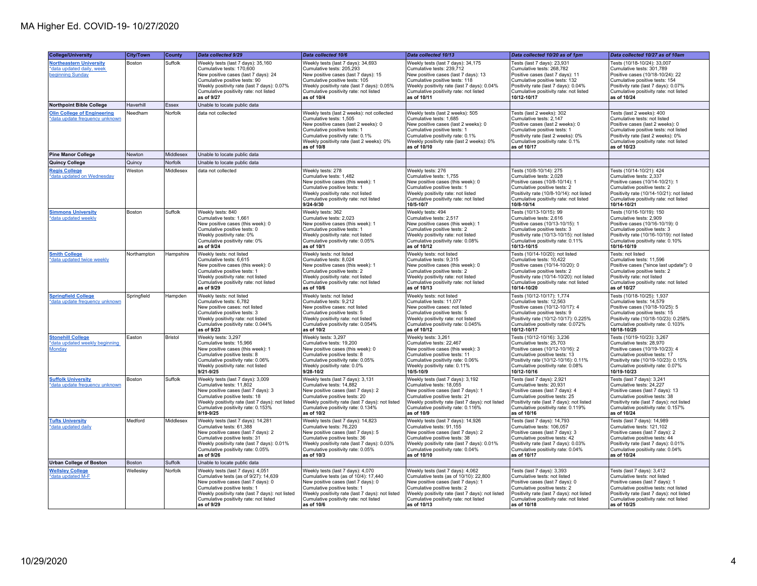# MA Higher Ed. COVID-19- 10/27/2020

| College/University | City/Town | County | Data collected 9/29 | Data collected 10/6 | Data collected 10/13 | Data collected 10/20 as of 1pm | Data collected 10/27 as of 10am |
|---|---|---|---|---|---|---|---|
| Northeastern University *data updated daily, week beginning Sunday | Boston | Suffolk | Weekly tests (last 7 days): 35,160<br>Cumulative tests: 170,600<br>New positive cases (last 7 days): 24<br>Cumulative positive tests: 90<br>Weekly positivity rate (last 7 days): 0.07%<br>Cumulative positivity rate: not listed<br>**as of 9/27** | Weekly tests (last 7 days): 34,693<br>Cumulative tests: 205,293<br>New positive cases (last 7 days): 15<br>Cumulative positive tests: 105<br>Weekly positivity rate (last 7 days): 0.05%<br>Cumulative positivity rate: not listed<br>**as of 10/4** | Weekly tests (last 7 days): 34,175<br>Cumulative tests: 239,712<br>New positive cases (last 7 days): 13<br>Cumulative positive tests: 118<br>Weekly positivity rate (last 7 days): 0.04%<br>Cumulative positivity rate: not listed<br>**as of 10/11** | Tests (last 7 days): 23,931<br>Cumulative tests: 268,782<br>Positive cases (last 7 days): 11<br>Cumulative positive tests: 132<br>Positivity rate (last 7 days): 0.04%<br>Cumulative positivity rate: not listed<br>**10/12-10/17** | Tests (10/18-10/24): 33,007<br>Cumulative tests: 301,789<br>Positive cases (10/18-10/24): 22<br>Cumulative positive tests: 154<br>Positivity rate (last 7 days): 0.07%<br>Cumulative positivity rate: not listed<br>**as of 10/24** |
| **Northpoint Bible College** | Haverhill | Essex | Unable to locate public data | | | | |
| Olin College of Engineering *data update frequency unknown | Needham | Norfolk | data not collected | Weekly tests (last 2 weeks): not collected<br>Cumulative tests: 1,505<br>New positive cases (last 2 weeks): 0<br>Cumulative positive tests: 1<br>Cumulative positivity rate: 0.1%<br>Weekly positivity rate (last 2 weeks): 0%<br>**as of 10/8** | Weekly tests (last 2 weeks): 505<br>Cumulative tests: 1,685<br>New positive cases (last 2 weeks): 0<br>Cumulative positive tests: 1<br>Cumulative positivity rate: 0.1%<br>Weekly positivity rate (last 2 weeks): 0%<br>**as of 10/10** | Tests (last 2 weeks): 302<br>Cumulative tests: 2,147<br>Positive cases (last 2 weeks): 0<br>Cumulative positive tests: 1<br>Positivity rate (last 2 weeks): 0%<br>Cumulative positivity rate: 0.1%<br>**as of 10/17** | Tests (last 2 weeks): 400<br>Cumulative tests: not listed<br>Positive cases (last 2 weeks): 0<br>Cumulative positive tests: not listed<br>Positivity rate (last 2 weeks): 0%<br>Cumulative positivity rate: not listed<br>**as of 10/23** |
| **Pine Manor College** | Newton | Middlesex | Unable to locate public data | | | | |
| **Quincy College** | Quincy | Norfolk | Unable to locate public data | | | | |
| Regis College *data updated on Wednesday | Weston | Middlesex | data not collected | Weekly tests: 278<br>Cumulative tests: 1,482<br>New positive cases (this week): 1<br>Cumulative positive tests: 1<br>Weekly positivity rate: not listed<br>Cumulative positivity rate: not listed<br>**9/24-9/30** | Weekly tests: 276<br>Cumulative tests: 1,755<br>New positive cases (this week): 0<br>Cumulative positive tests: 1<br>Weekly positivity rate: not listed<br>Cumulative positivity rate: not listed<br>**10/5-10/7** | Tests (10/8-10/14): 275<br>Cumulative tests: 2,028<br>Positive cases (10/8-10/14): 1<br>Cumulative positive tests: 2<br>Positivity rate (10/8-10/14): not listed<br>Cumulative positivity rate: not listed<br>**10/8-10/14** | Tests (10/14-10/21): 424<br>Cumulative tests: 2,337<br>Positive cases (10/14-10/21): 1<br>Cumulative positive tests: 2<br>Positivity rate (10/14-10/21): not listed<br>Cumulative positivity rate: not listed<br>**10/14-10/21** |
| Simmons University *data updated weekly | Boston | Suffolk | Weekly tests: 840<br>Cumulative tests: 1,661<br>New positive cases (this week): 0<br>Cumulative positive tests: 0<br>Weekly positivity rate: 0%<br>Cumulative positivity rate: 0%<br>**as of 9/24** | Weekly tests: 362<br>Cumulative tests: 2,023<br>New positive cases (this week): 1<br>Cumulative positive tests: 1<br>Weekly positivity rate: not listed<br>Cumulative positivity rate: 0.05%<br>**as of 10/1** | Weekly tests: 494<br>Cumulative tests: 2,517<br>New positive cases (this week): 1<br>Cumulative positive tests: 2<br>Weekly positivity rate: not listed<br>Cumulative positivity rate: 0.08%<br>**as of 10/12** | Tests (10/13-10/15): 99<br>Cumulative tests: 2,616<br>Positive cases (10/13-10/15): 1<br>Cumulative positive tests: 3<br>Positivity rate (10/13-10/15): not listed<br>Cumulative positivity rate: 0.11%<br>**10/13-10/15** | Tests (10/16-10/19): 150<br>Cumulative tests: 2,909<br>Positive cases (10/16-10/19): 0<br>Cumulative positive tests: 3<br>Positivity rate (10/16-10/19): not listed<br>Cumulative positivity rate: 0.10%<br>**10/16-10/19** |
| Smith College *data updated twice weekly | Northampton | Hampshire | Weekly tests: not listed<br>Cumulative tests: 6,615<br>New positive cases (this week): 0<br>Cumulative positive tests: 1<br>Weekly positivity rate: not listed<br>Cumulative positivity rate: not listed<br>**as of 9/29** | Weekly tests: not listed<br>Cumulative tests: 8,024<br>New positive cases (this week): 1<br>Cumulative positive tests: 2<br>Weekly positivity rate: not listed<br>Cumulative positivity rate: not listed<br>**as of 10/6** | Weekly tests: not listed<br>Cumulative tests: 9,315<br>New positive cases (this week): 0<br>Cumulative positive tests: 2<br>Weekly positivity rate: not listed<br>Cumulative positivity rate: not listed<br>**as of 10/13** | Tests (10/14-10/20): not listed<br>Cumulative tests: 10,422<br>Positive cases (10/14-10/20): 0<br>Cumulative positive tests: 2<br>Positivity rate (10/14-10/20): not listed<br>Cumulative positivity rate: not listed<br>**10/14-10/20** | Tests: not listed<br>Cumulative tests: 11,596<br>Positive cases ("since last update"): 0<br>Cumulative positive tests: 2<br>Positivity rate: not listed<br>Cumulative positivity rate: not listed<br>**as of 10/27** |
| Springfield College *data update frequency unknown | Springfield | Hampden | Weekly tests: not listed<br>Cumulative tests: 6,782<br>New positive cases: not listed<br>Cumulative positive tests: 3<br>Weekly positivity rate: not listed<br>Cumulative positivity rate: 0.044%<br>**as of 9/23** | Weekly tests: not listed<br>Cumulative tests: 9,212<br>New positive cases: not listed<br>Cumulative positive tests: 5<br>Weekly positivity rate: not listed<br>Cumulative positivity rate: 0.054%<br>**as of 10/2** | Weekly tests: not listed<br>Cumulative tests: 11,077<br>New positive cases: not listed<br>Cumulative positive tests: 5<br>Weekly positivity rate: not listed<br>Cumulative positivity rate: 0.045%<br>**as of 10/12** | Tests (10/12-10/17): 1,774<br>Cumulative tests: 12,563<br>Positive cases (10/12-10/17): 4<br>Cumulative positive tests: 9<br>Positivity rate (10/12-10/17): 0.225%<br>Cumulative positivity rate: 0.072%<br>**10/12-10/17** | Tests (10/18-10/25): 1,937<br>Cumulative tests: 14,579<br>Positive cases (10/18-10/25): 5<br>Cumulative positive tests: 15<br>Positivity rate (10/18-10/23): 0.258%<br>Cumulative positivity rate: 0.103%<br>**10/18-10/25** |
| Stonehill College *data updated weekly beginning Monday | Easton | Bristol | Weekly tests: 3,297<br>Cumulative tests: 15,966<br>New positive cases (this week): 1<br>Cumulative positive tests: 8<br>Cumulative positivity rate: 0.06%<br>Weekly positivity rate: not listed<br>**9/21-9/25** | Weekly tests: 3,297<br>Cumulative tests: 19,200<br>New positive cases (this week): 0<br>Cumulative positive tests: 8<br>Cumulative positivity rate: 0.05%<br>Weekly positivity rate: 0.0%<br>**9/28-10/2** | Weekly tests: 3,261<br>Cumulative tests: 22,467<br>New positive cases (this week): 3<br>Cumulative positive tests: 11<br>Cumulative positivity rate: 0.06%<br>Weekly positivity rate: 0.11%<br>**10/5-10/9** | Tests (10/12-10/16): 3,236<br>Cumulative tests: 25,703<br>Positive cases (10/12-10/16): 2<br>Cumulative positive tests: 13<br>Positivity rate (10/12-10/16): 0.11%<br>Cumulative positivity rate: 0.08%<br>**10/12-10/16** | Tests (10/19-10/23): 3,267<br>Cumulative tests: 28,970<br>Positive cases (10/19-10/23): 4<br>Cumulative positive tests: 17<br>Positivity rate (10/19-10/23): 0.15%<br>Cumulative positivity rate: 0.07%<br>**10/19-10/23** |
| Suffolk University *data update frequency unknown | Boston | Suffolk | Weekly tests (last 7 days): 3,009<br>Cumulative tests: 11,802<br>New positive cases (last 7 days): 3<br>Cumulative positive tests: 18<br>Weekly positivity rate (last 7 days): not listed<br>Cumulative positivity rate: 0.153%<br>**9/19-9/25** | Weekly tests (last 7 days): 3,131<br>Cumulative tests: 14,882<br>New positive cases (last 7 days): 2<br>Cumulative positive tests: 20<br>Weekly positivity rate (last 7 days): not listed<br>Cumulative positivity rate: 0.134%<br>**as of 10/2** | Weekly tests (last 7 days): 3,192<br>Cumulative tests: 18,055<br>New positive cases (last 7 days): 1<br>Cumulative positive tests: 21<br>Weekly positivity rate (last 7 days): not listed<br>Cumulative positivity rate: 0.116%<br>**as of 10/9** | Tests (last 7 days): 2,921<br>Cumulative tests: 20,931<br>Positive cases (last 7 days): 4<br>Cumulative positive tests: 25<br>Positivity rate (last 7 days): not listed<br>Cumulative positivity rate: 0.119%<br>**as of 10/16** | Tests (last 7 days): 3,241<br>Cumulative tests: 24,227<br>Positive cases (last 7 days): 13<br>Cumulative positive tests: 38<br>Positivity rate (last 7 days): not listed<br>Cumulative positivity rate: 0.157%<br>**as of 10/24** |
| Tufts University *data updated daily | Medford | Middlesex | Weekly tests (last 7 days): 14,281<br>Cumulative tests: 61,388<br>New positive cases (last 7 days): 2<br>Cumulative positive tests: 31<br>Weekly positivity rate (last 7 days): 0.01%<br>Cumulative positivity rate: 0.05%<br>**as of 9/26** | Weekly tests (last 7 days): 14,823<br>Cumulative tests: 76,220<br>New positive cases (last 7 days): 5<br>Cumulative positive tests: 36<br>Weekly positivity rate (last 7 days): 0.03%<br>Cumulative positivity rate: 0.05%<br>**as of 10/3** | Weekly tests (last 7 days): 14,926<br>Cumulative tests: 91,155<br>New positive cases (last 7 days): 2<br>Cumulative positive tests: 38<br>Weekly positivity rate (last 7 days): 0.01%<br>Cumulative positivity rate: 0.04%<br>**as of 10/10** | Tests (last 7 days): 14,793<br>Cumulative tests: 106,057<br>Positive cases (last 7 days): 3<br>Cumulative positive tests: 42<br>Positivity rate (last 7 days): 0.03%<br>Cumulative positivity rate: 0.04%<br>**as of 10/17** | Tests (last 7 days): 14,989<br>Cumulative tests: 121,102<br>Positive cases (last 7 days): 2<br>Cumulative positive tests: 44<br>Positivity rate (last 7 days): 0.01%<br>Cumulative positivity rate: 0.04%<br>**as of 10/24** |
| **Urban College of Boston** | Boston | Suffolk | Unable to locate public data | | | | |
| Wellesley College *data updated M-F | Wellesley | Norfolk | Weekly tests (last 7 days): 4,051<br>Cumulative tests (as of 9/27): 14,639<br>New positive cases (last 7 days): 0<br>Cumulative positive tests: 1<br>Weekly positivity rate (last 7 days): not listed<br>Cumulative positivity rate: not listed<br>**as of 9/29** | Weekly tests (last 7 days): 4,070<br>Cumulative tests (as of 10/4): 17,440<br>New positive cases (last 7 days): 0<br>Cumulative positive tests: 1<br>Weekly positivity rate (last 7 days): not listed<br>Cumulative positivity rate: not listed<br>**as of 10/6** | Weekly tests (last 7 days): 4,062<br>Cumulative tests (as of 10/10): 22,800<br>New positive cases (last 7 days): 1<br>Cumulative positive tests: 2<br>Weekly positivity rate (last 7 days): not listed<br>Cumulative positivity rate: not listed<br>**as of 10/13** | Tests (last 7 days): 3,393<br>Cumulative tests: not listed<br>Positive cases (last 7 days): 0<br>Cumulative positive tests: 2<br>Positivity rate (last 7 days): not listed<br>Cumulative positivity rate: not listed<br>**as of 10/18** | Tests (last 7 days): 3,412<br>Cumulative tests: not listed<br>Positive cases (last 7 days): 1<br>Cumulative positive tests: not listed<br>Positivity rate (last 7 days): not listed<br>Cumulative positivity rate: not listed<br>**as of 10/25** |

10/29/2020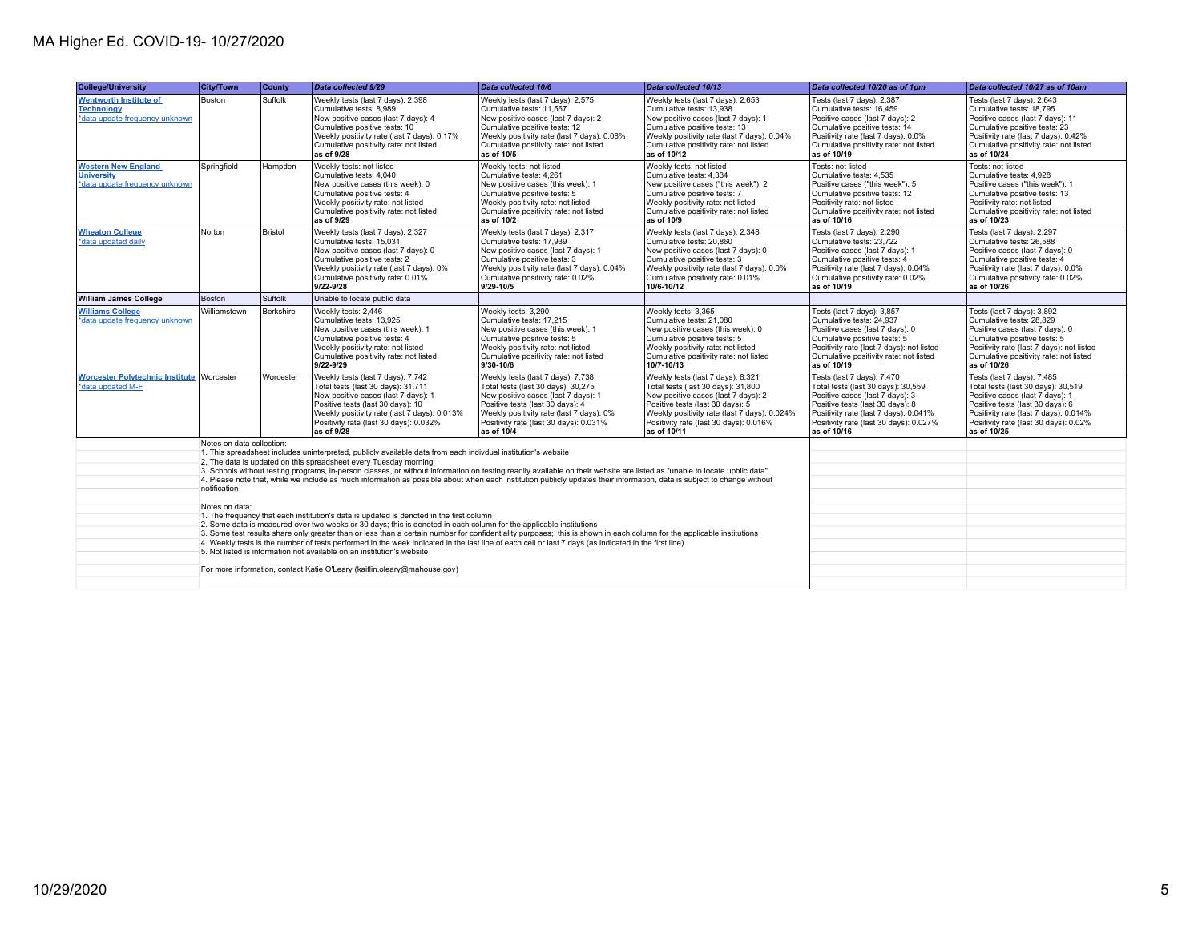# MA Higher Ed. COVID-19- 10/27/2020

| College/University | City/Town | County | Data collected 9/29 | Data collected 10/6 | Data collected 10/13 | Data collected 10/20 as of 1pm | Data collected 10/27 as of 10am |
|---|---|---|---|---|---|---|---|
| Wentworth Institute of Technology *data update frequency unknown | Boston | Suffolk | Weekly tests (last 7 days): 2,398<br>Cumulative tests: 8,989<br>New positive cases (last 7 days): 4<br>Cumulative positive tests: 10<br>Weekly positivity rate (last 7 days): 0.17%<br>Cumulative positivity rate: not listed<br>**as of 9/28** | Weekly tests (last 7 days): 2,575<br>Cumulative tests: 11,567<br>New positive cases (last 7 days): 2<br>Cumulative positive tests: 12<br>Weekly positivity rate (last 7 days): 0.08%<br>Cumulative positivity rate: not listed<br>**as of 10/5** | Weekly tests (last 7 days): 2,653<br>Cumulative tests: 13,938<br>New positive cases (last 7 days): 1<br>Cumulative positive tests: 13<br>Weekly positivity rate (last 7 days): 0.04%<br>Cumulative positivity rate: not listed<br>**as of 10/12** | Tests (last 7 days): 2,387<br>Cumulative tests: 16,459<br>Positive cases (last 7 days): 2<br>Cumulative positive tests: 14<br>Positivity rate (last 7 days): 0.0%<br>Cumulative positivity rate: not listed<br>**as of 10/19** | Tests (last 7 days): 2,643<br>Cumulative tests: 18,795<br>Positive cases (last 7 days): 11<br>Cumulative positive tests: 23<br>Positivity rate (last 7 days): 0.42%<br>Cumulative positivity rate: not listed<br>**as of 10/24** |
| Western New England University *data update frequency unknown | Springfield | Hampden | Weekly tests: not listed<br>Cumulative tests: 4,040<br>New positive cases (this week): 0<br>Cumulative positive tests: 4<br>Weekly positivity rate: not listed<br>Cumulative positivity rate: not listed<br>**as of 9/29** | Weekly tests: not listed<br>Cumulative tests: 4,261<br>New positive cases (this week): 1<br>Cumulative positive tests: 5<br>Weekly positivity rate: not listed<br>Cumulative positivity rate: not listed<br>**as of 10/2** | Weekly tests: not listed<br>Cumulative tests: 4,334<br>New positive cases ("this week"): 2<br>Cumulative positive tests: 7<br>Weekly positivity rate: not listed<br>Cumulative positivity rate: not listed<br>**as of 10/9** | Tests: not listed<br>Cumulative tests: 4,535<br>Positive cases ("this week"): 5<br>Cumulative positive tests: 12<br>Positivity rate: not listed<br>Cumulative positivity rate: not listed<br>**as of 10/16** | Tests: not listed<br>Cumulative tests: 4,928<br>Positive cases ("this week"): 1<br>Cumulative positive tests: 13<br>Positivity rate: not listed<br>Cumulative positivity rate: not listed<br>**as of 10/23** |
| Wheaton College *data updated daily | Norton | Bristol | Weekly tests (last 7 days): 2,327<br>Cumulative tests: 15,031<br>New positive cases (last 7 days): 0<br>Cumulative positive tests: 2<br>Weekly positivity rate (last 7 days): 0%<br>Cumulative positivity rate: 0.01%<br>**9/22-9/28** | Weekly tests (last 7 days): 2,317<br>Cumulative tests: 17,939<br>New positive cases (last 7 days): 1<br>Cumulative positive tests: 3<br>Weekly positivity rate (last 7 days): 0.04%<br>Cumulative positivity rate: 0.02%<br>**9/29-10/5** | Weekly tests (last 7 days): 2,348<br>Cumulative tests: 20,860<br>New positive cases (last 7 days): 0<br>Cumulative positive tests: 3<br>Weekly positivity rate (last 7 days): 0.0%<br>Cumulative positivity rate: 0.01%<br>**10/6-10/12** | Tests (last 7 days): 2,290<br>Cumulative tests: 23,722<br>Positive cases (last 7 days): 1<br>Cumulative positive tests: 4<br>Positivity rate (last 7 days): 0.04%<br>Cumulative positivity rate: 0.02%<br>**as of 10/19** | Tests (last 7 days): 2,297<br>Cumulative tests: 26,588<br>Positive cases (last 7 days): 0<br>Cumulative positive tests: 4<br>Positivity rate (last 7 days): 0.0%<br>Cumulative positivity rate: 0.02%<br>**as of 10/26** |
| **William James College** | Boston | Suffolk | Unable to locate public data | | | | |
| Williams College *data update frequency unknown | Williamstown | Berkshire | Weekly tests: 2,446<br>Cumulative tests: 13,925<br>New positive cases (this week): 1<br>Cumulative positive tests: 4<br>Weekly positivity rate: not listed<br>Cumulative positivity rate: not listed<br>**9/22-9/29** | Weekly tests: 3,290<br>Cumulative tests: 17,215<br>New positive cases (this week): 1<br>Cumulative positive tests: 5<br>Weekly positivity rate: not listed<br>Cumulative positivity rate: not listed<br>**9/30-10/6** | Weekly tests: 3,365<br>Cumulative tests: 21,080<br>New positive cases (this week): 0<br>Cumulative positive tests: 5<br>Weekly positivity rate: not listed<br>Cumulative positivity rate: not listed<br>**10/7-10/13** | Tests (last 7 days): 3,857<br>Cumulative tests: 24,937<br>Positive cases (last 7 days): 0<br>Cumulative positive tests: 5<br>Positivity rate (last 7 days): not listed<br>Cumulative positivity rate: not listed<br>**as of 10/19** | Tests (last 7 days): 3,892<br>Cumulative tests: 28,829<br>Positive cases (last 7 days): 0<br>Cumulative positive tests: 5<br>Positivity rate (last 7 days): not listed<br>Cumulative positivity rate: not listed<br>**as of 10/26** |
| Worcester Polytechnic Institute *data updated M-F | Worcester | Worcester | Weekly tests (last 7 days): 7,742<br>Total tests (last 30 days): 31,711<br>New positive cases (last 7 days): 1<br>Positive tests (last 30 days): 10<br>Weekly positivity rate (last 7 days): 0.013%<br>Positivity rate (last 30 days): 0.032%<br>**as of 9/28** | Weekly tests (last 7 days): 7,738<br>Total tests (last 30 days): 30,275<br>New positive cases (last 7 days): 1<br>Positive tests (last 30 days): 4<br>Weekly positivity rate (last 7 days): 0%<br>Positivity rate (last 30 days): 0.031%<br>**as of 10/4** | Weekly tests (last 7 days): 8,321<br>Total tests (last 30 days): 31,800<br>New positive cases (last 7 days): 2<br>Positive tests (last 30 days): 5<br>Weekly positivity rate (last 7 days): 0.024%<br>Positivity rate (last 30 days): 0.016%<br>**as of 10/11** | Tests (last 7 days): 7,470<br>Total tests (last 30 days): 30,559<br>Positive cases (last 7 days): 3<br>Positive tests (last 30 days): 8<br>Positivity rate (last 7 days): 0.041%<br>Positivity rate (last 30 days): 0.027%<br>**as of 10/16** | Tests (last 7 days): 7,485<br>Total tests (last 30 days): 30,519<br>Positive cases (last 7 days): 1<br>Positive tests (last 30 days): 6<br>Positivity rate (last 7 days): 0.014%<br>Positivity rate (last 30 days): 0.02%<br>**as of 10/25** |

Notes on data collection:
1. This spreadsheet includes uninterpreted, publicly available data from each indivdual institution's website
2. The data is updated on this spreadsheet every Tuesday morning
3. Schools without testing programs, in-person classes, or without information on testing readily available on their website are listed as "unable to locate upblic data"
4. Please note that, while we include as much information as possible about when each institution publicly updates their information, data is subject to change without notification

Notes on data:
1. The frequency that each institution's data is updated is denoted in the first column
2. Some data is measured over two weeks or 30 days; this is denoted in each column for the applicable institutions
3. Some test results share only greater than or less than a certain number for confidentiality purposes; this is shown in each column for the applicable institutions
4. Weekly tests is the number of tests performed in the week indicated in the last line of each cell or last 7 days (as indicated in the first line)
5. Not listed is information not available on an institution's website

For more information, contact Katie O'Leary (kaitlin.oleary@mahouse.gov)